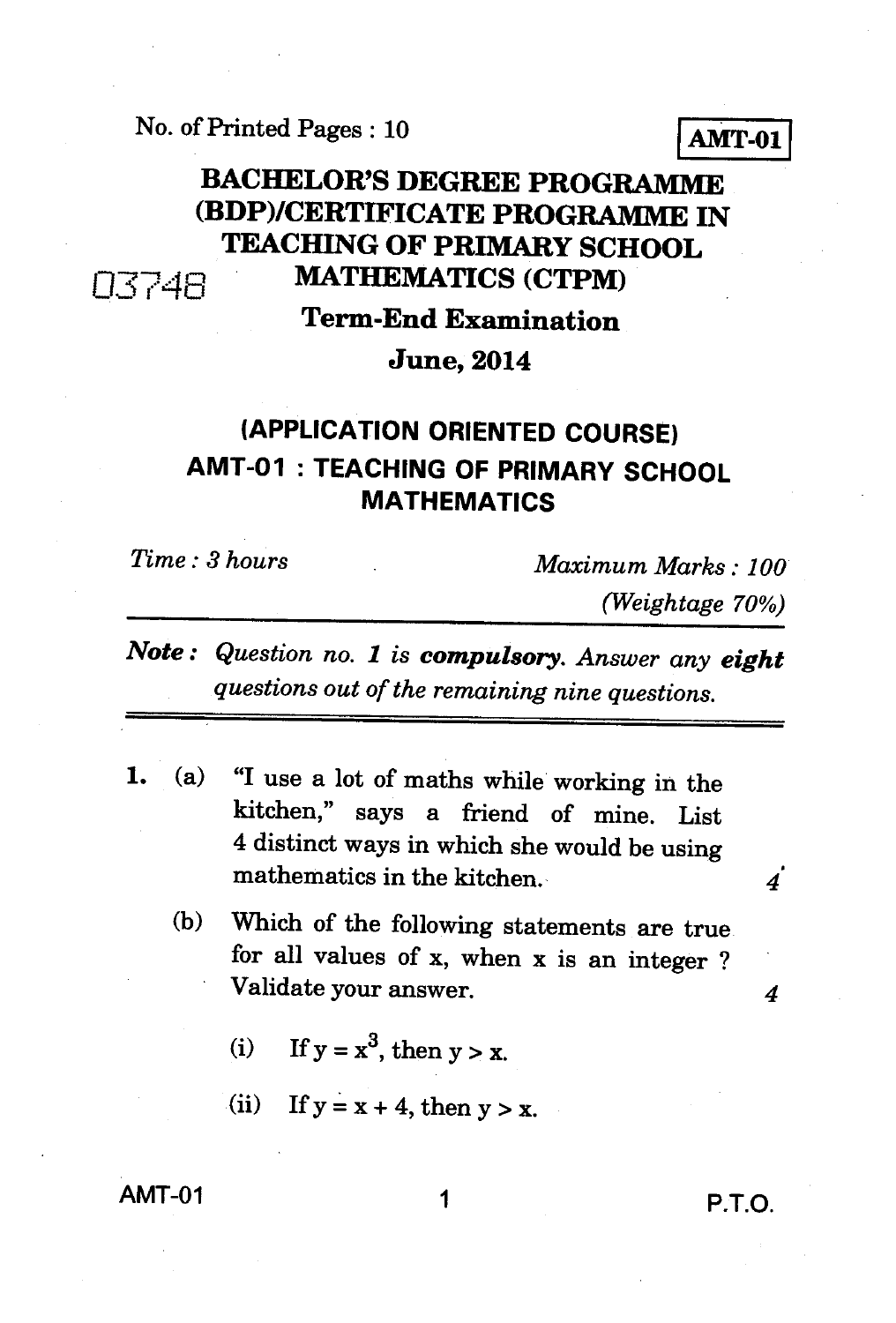No. of Printed Pages : 10

**AMT-01**

# BACHELOR'S DEGREE PROGRAMME (BDP)/CERTIFICATE PROGRAMME IN TEACHING OF PRIMARY SCHOOL MATHEMATICS (CTPM)

03748

## Term-End Examination

## June, 2014

## (APPLICATION ORIENTED COURSE)

## AMT-01 : TEACHING OF PRIMARY SCHOOL MATHEMATICS

*Time : 3 hours* *Maximum Marks : 100*

*(Weightage 70%)*

**Note :** *Question no. 1 is* **compulsory**. *Answer any* **eight** *questions out of the remaining nine questions.*

---

1. (a) "I use a lot of maths while working in the kitchen," says a friend of mine. List 4 distinct ways in which she would be using mathematics in the kitchen. 4

   (b) Which of the following statements are true for all values of x, when x is an integer ? Validate your answer. 4

   (i) If $y = x^3$, then $y > x$.

   (ii) If $y = x + 4$, then $y > x$.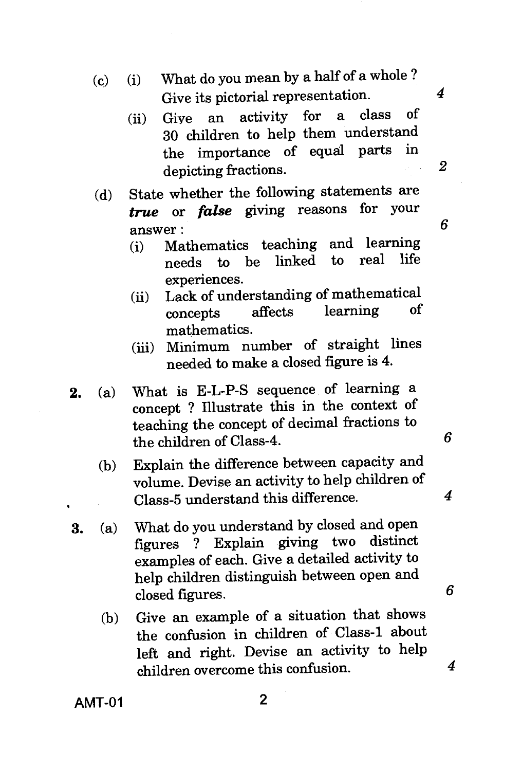(c) (i) What do you mean by a half of a whole ? Give its pictorial representation. *4*

(ii) Give an activity for a class of 30 children to help them understand the importance of equal parts in depicting fractions. *2*

(d) State whether the following statements are ***true*** or ***false*** giving reasons for your answer : *6*

(i) Mathematics teaching and learning needs to be linked to real life experiences.

(ii) Lack of understanding of mathematical concepts affects learning of mathematics.

(iii) Minimum number of straight lines needed to make a closed figure is 4.

**2.** (a) What is E-L-P-S sequence of learning a concept ? Illustrate this in the context of teaching the concept of decimal fractions to the children of Class-4. *6*

(b) Explain the difference between capacity and volume. Devise an activity to help children of Class-5 understand this difference. *4*

**3.** (a) What do you understand by closed and open figures ? Explain giving two distinct examples of each. Give a detailed activity to help children distinguish between open and closed figures. *6*

(b) Give an example of a situation that shows the confusion in children of Class-1 about left and right. Devise an activity to help children overcome this confusion. *4*

AMT-01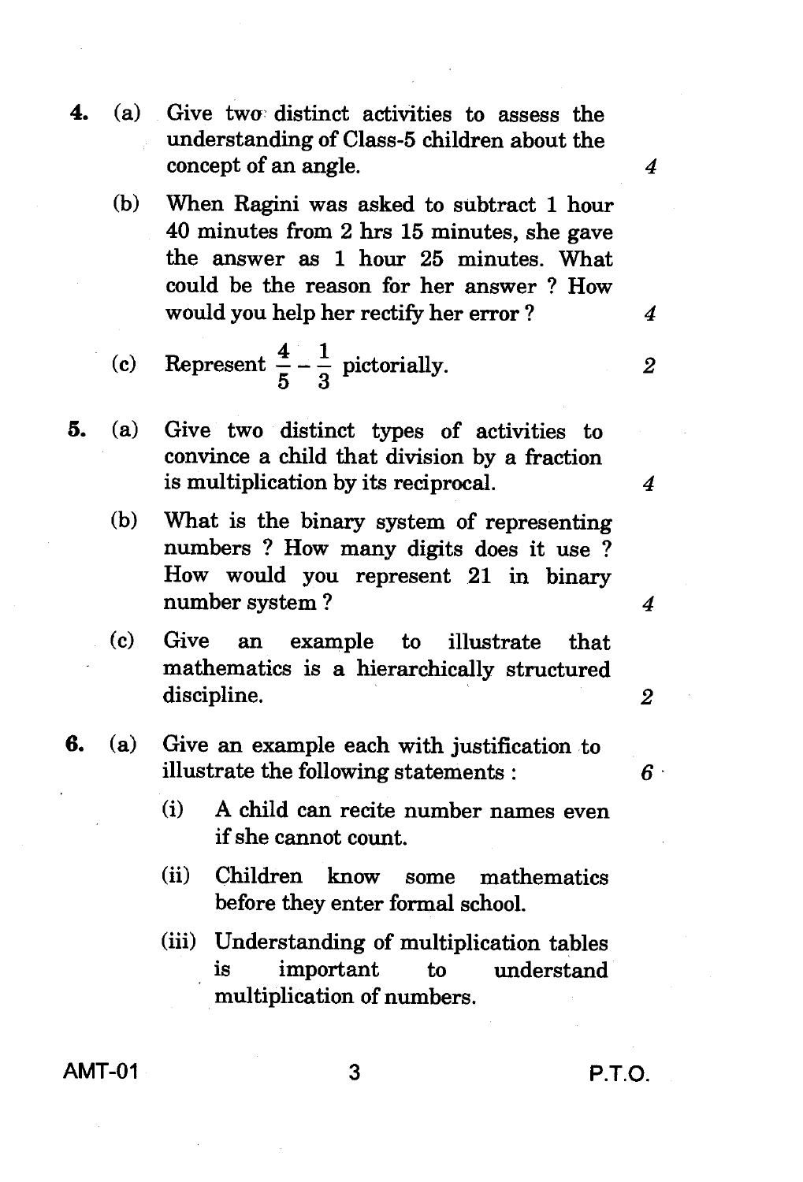4. (a) Give two distinct activities to assess the understanding of Class-5 children about the concept of an angle. 4

   (b) When Ragini was asked to subtract 1 hour 40 minutes from 2 hrs 15 minutes, she gave the answer as 1 hour 25 minutes. What could be the reason for her answer ? How would you help her rectify her error ? 4

   (c) Represent $\frac{4}{5} - \frac{1}{3}$ pictorially. 2

5. (a) Give two distinct types of activities to convince a child that division by a fraction is multiplication by its reciprocal. 4

   (b) What is the binary system of representing numbers ? How many digits does it use ? How would you represent 21 in binary number system ? 4

   (c) Give an example to illustrate that mathematics is a hierarchically structured discipline. 2

6. (a) Give an example each with justification to illustrate the following statements : 6

   (i) A child can recite number names even if she cannot count.

   (ii) Children know some mathematics before they enter formal school.

   (iii) Understanding of multiplication tables is important to understand multiplication of numbers.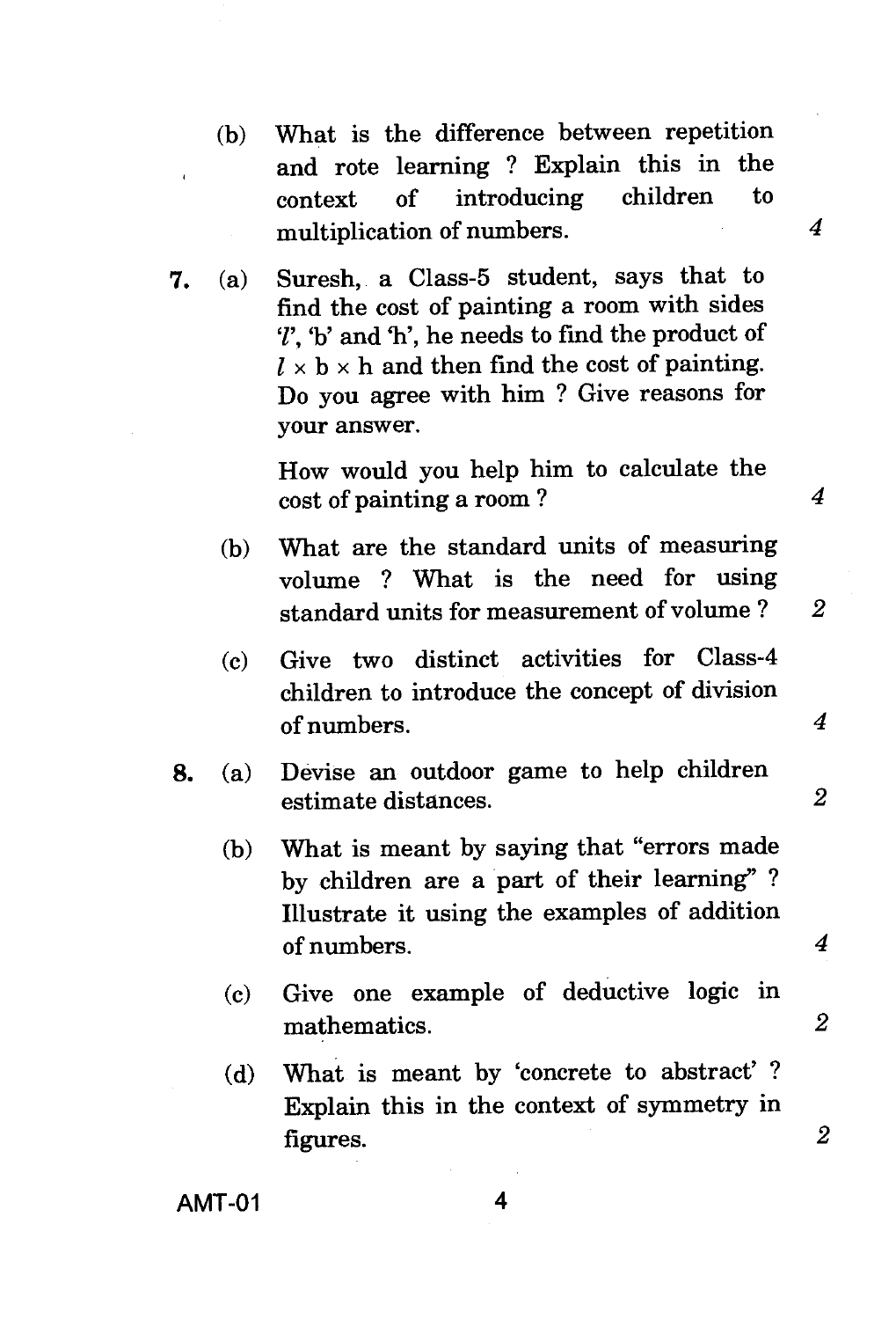(b) What is the difference between repetition and rote learning ? Explain this in the context of introducing children to multiplication of numbers. 4

7. (a) Suresh, a Class-5 student, says that to find the cost of painting a room with sides '$l$', 'b' and 'h', he needs to find the product of $l \times b \times h$ and then find the cost of painting. Do you agree with him ? Give reasons for your answer.

   How would you help him to calculate the cost of painting a room ? 4

   (b) What are the standard units of measuring volume ? What is the need for using standard units for measurement of volume ? 2

   (c) Give two distinct activities for Class-4 children to introduce the concept of division of numbers. 4

8. (a) Devise an outdoor game to help children estimate distances. 2

   (b) What is meant by saying that "errors made by children are a part of their learning" ? Illustrate it using the examples of addition of numbers. 4

   (c) Give one example of deductive logic in mathematics. 2

   (d) What is meant by 'concrete to abstract' ? Explain this in the context of symmetry in figures. 2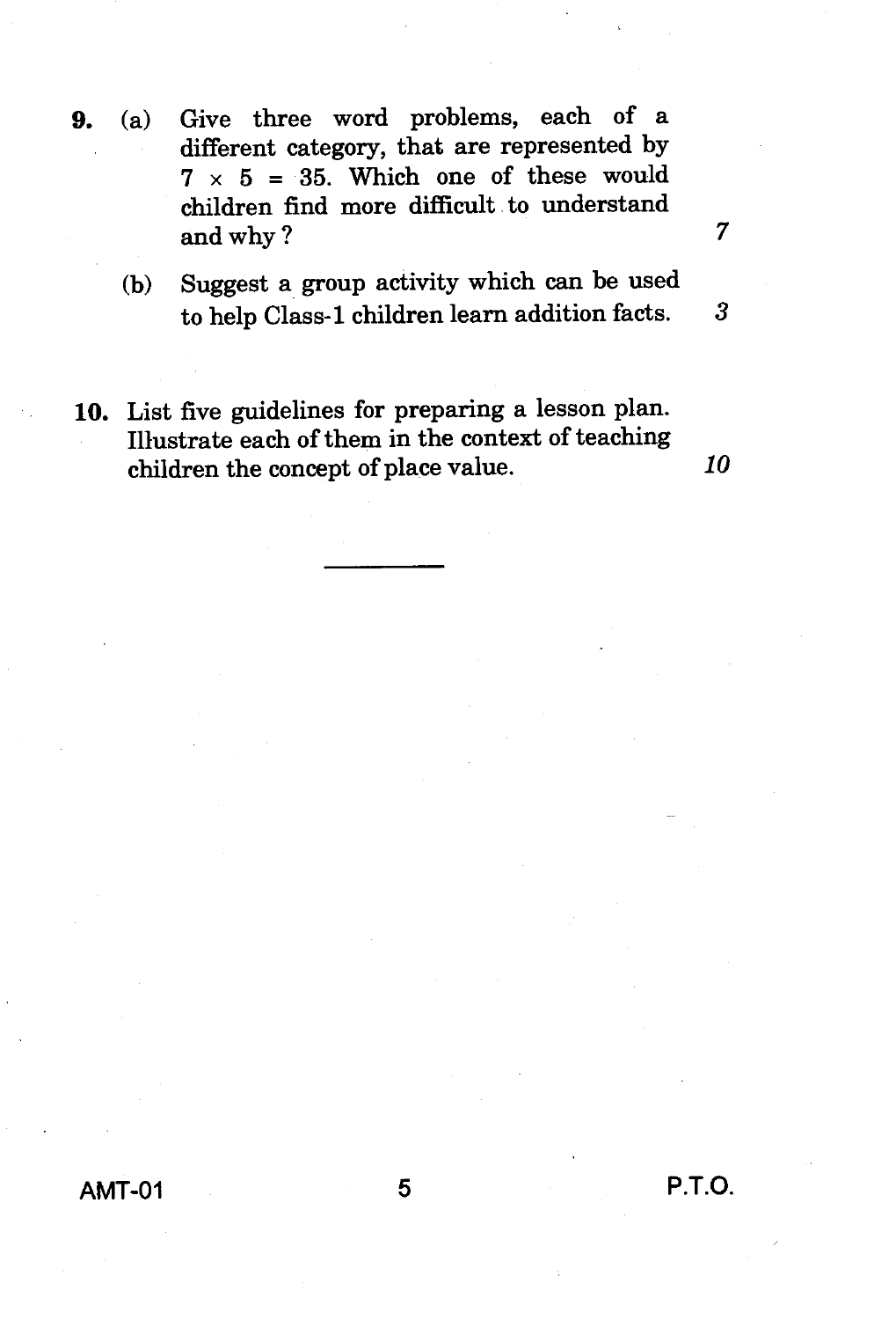**9.** (a) Give three word problems, each of a different category, that are represented by $7 \times 5 = 35$. Which one of these would children find more difficult to understand and why? *7*

(b) Suggest a group activity which can be used to help Class-1 children learn addition facts. *3*

**10.** List five guidelines for preparing a lesson plan. Illustrate each of them in the context of teaching children the concept of place value. *10*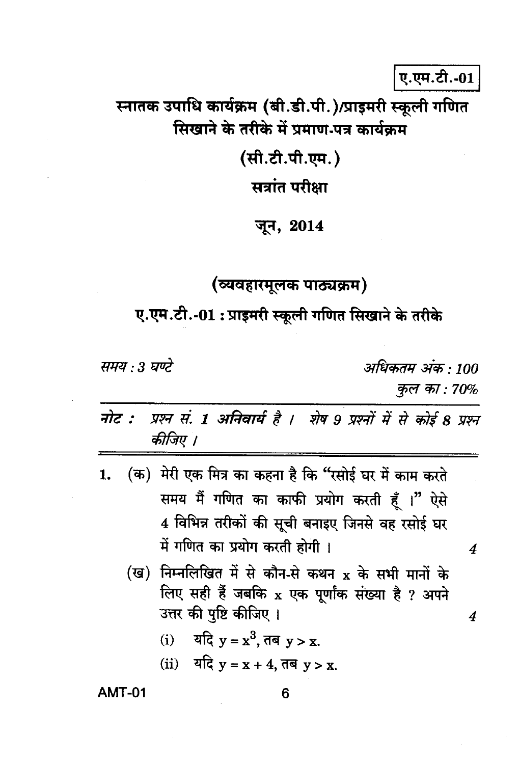ए.एम.टी.-01

## स्नातक उपाधि कार्यक्रम (बी.डी.पी.)/प्राइमरी स्कूली गणित सिखाने के तरीके में प्रमाण-पत्र कार्यक्रम

## (सी.टी.पी.एम.)

## सत्रांत परीक्षा

## जून, 2014

### (व्यवहारमूलक पाठ्यक्रम)

### ए.एम.टी.-01 : प्राइमरी स्कूली गणित सिखाने के तरीके

*समय : 3 घण्टे* | *अधिकतम अंक : 100*

*कुल का : 70%*

***नोट :** प्रश्न सं. 1 अनिवार्य है । शेष 9 प्रश्नों में से कोई 8 प्रश्न कीजिए ।*

---

1. (क) मेरी एक मित्र का कहना है कि "रसोई घर में काम करते समय मैं गणित का काफी प्रयोग करती हूँ ।" ऐसे 4 विभिन्न तरीकों की सूची बनाइए जिनसे वह रसोई घर में गणित का प्रयोग करती होगी । *4*

   (ख) निम्नलिखित में से कौन-से कथन $x$ के सभी मानों के लिए सही हैं जबकि $x$ एक पूर्णांक संख्या है ? अपने उत्तर की पुष्टि कीजिए । *4*

   (i) यदि $y = x^3$, तब $y > x$.

   (ii) यदि $y = x + 4$, तब $y > x$.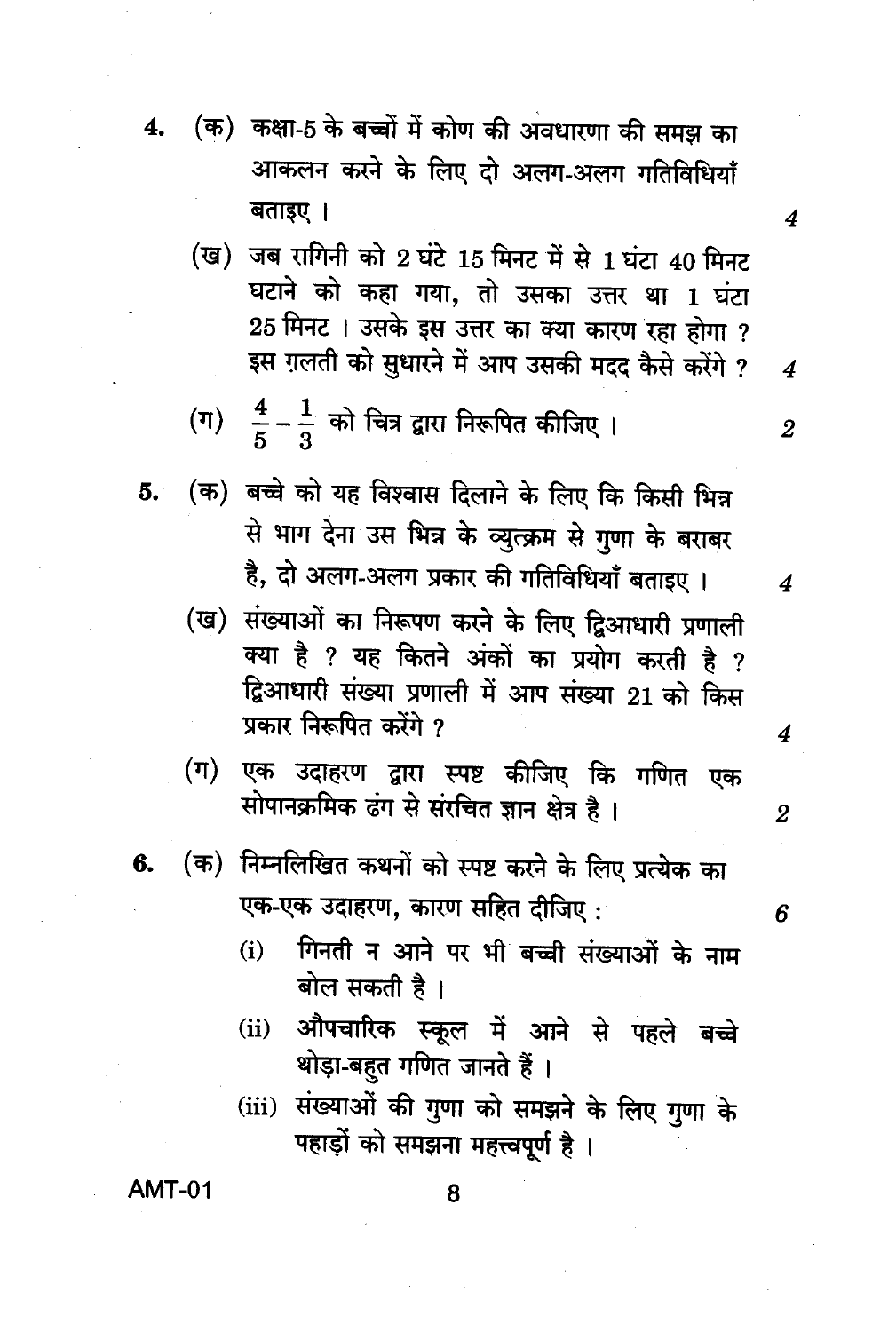4. (क) कक्षा-5 के बच्चों में कोण की अवधारणा की समझ का आकलन करने के लिए दो अलग-अलग गतिविधियाँ बताइए । 4

   (ख) जब रागिनी को 2 घंटे 15 मिनट में से 1 घंटा 40 मिनट घटाने को कहा गया, तो उसका उत्तर था 1 घंटा 25 मिनट । उसके इस उत्तर का क्या कारण रहा होगा ? इस ग़लती को सुधारने में आप उसकी मदद कैसे करेंगे ? 4

   (ग) $\frac{4}{5} - \frac{1}{3}$ को चित्र द्वारा निरूपित कीजिए । 2

5. (क) बच्चे को यह विश्वास दिलाने के लिए कि किसी भिन्न से भाग देना उस भिन्न के व्युत्क्रम से गुणा के बराबर है, दो अलग-अलग प्रकार की गतिविधियाँ बताइए । 4

   (ख) संख्याओं का निरूपण करने के लिए द्विआधारी प्रणाली क्या है ? यह कितने अंकों का प्रयोग करती है ? द्विआधारी संख्या प्रणाली में आप संख्या 21 को किस प्रकार निरूपित करेंगे ? 4

   (ग) एक उदाहरण द्वारा स्पष्ट कीजिए कि गणित एक सोपानक्रमिक ढंग से संरचित ज्ञान क्षेत्र है । 2

6. (क) निम्नलिखित कथनों को स्पष्ट करने के लिए प्रत्येक का एक-एक उदाहरण, कारण सहित दीजिए : 6

   (i) गिनती न आने पर भी बच्ची संख्याओं के नाम बोल सकती है ।

   (ii) औपचारिक स्कूल में आने से पहले बच्चे थोड़ा-बहुत गणित जानते हैं ।

   (iii) संख्याओं की गुणा को समझने के लिए गुणा के पहाड़ों को समझना महत्त्वपूर्ण है ।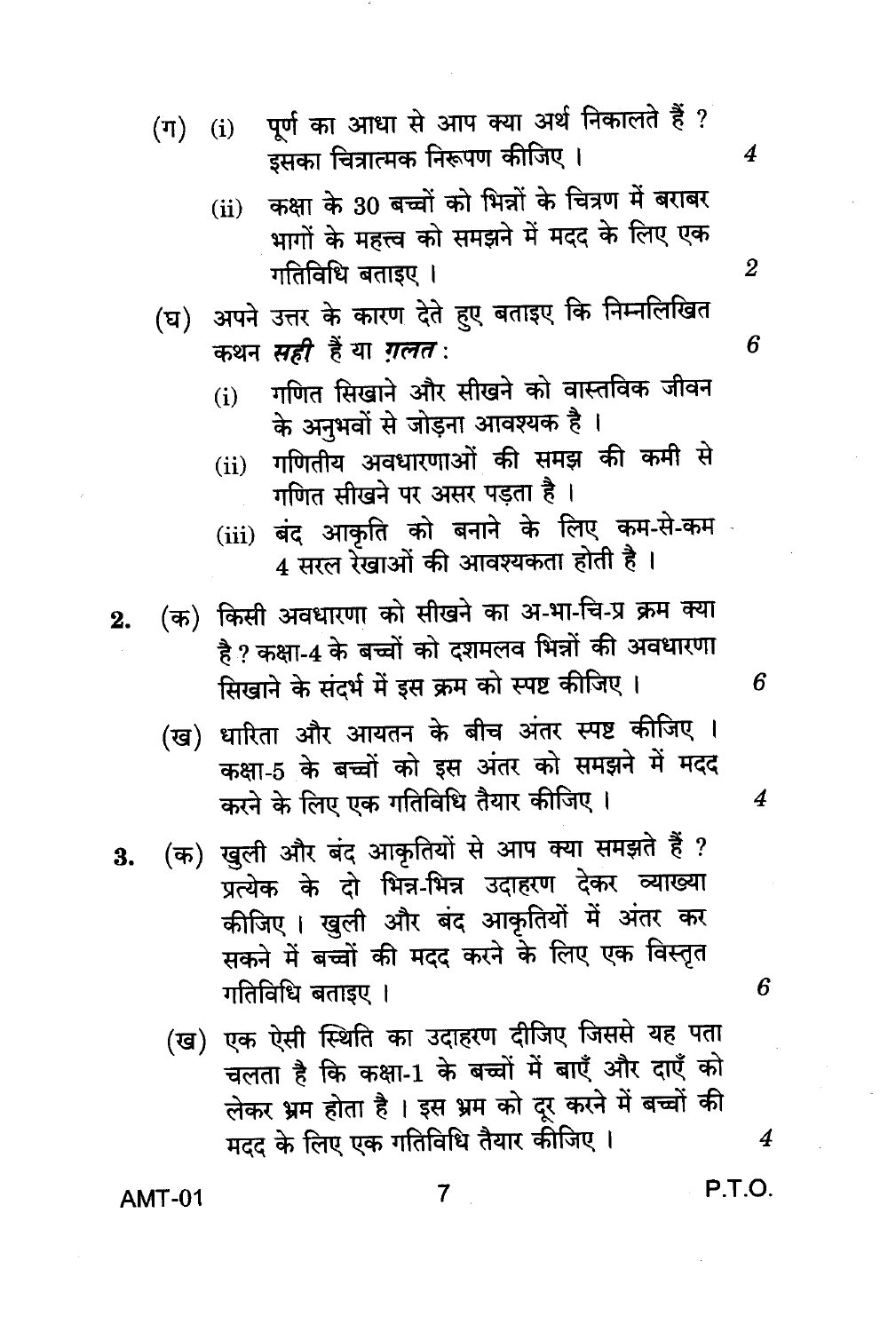(ग) (i) पूर्ण का आधा से आप क्या अर्थ निकालते हैं ? इसका चित्रात्मक निरूपण कीजिए । 4

(ii) कक्षा के 30 बच्चों को भिन्नों के चित्रण में बराबर भागों के महत्त्व को समझने में मदद के लिए एक गतिविधि बताइए । 2

(घ) अपने उत्तर के कारण देते हुए बताइए कि निम्नलिखित कथन ***सही*** हैं या ***ग़लत*** : 6

(i) गणित सिखाने और सीखने को वास्तविक जीवन के अनुभवों से जोड़ना आवश्यक है ।

(ii) गणितीय अवधारणाओं की समझ की कमी से गणित सीखने पर असर पड़ता है ।

(iii) बंद आकृति को बनाने के लिए कम-से-कम 4 सरल रेखाओं की आवश्यकता होती है ।

**2.** (क) किसी अवधारणा को सीखने का अ-भा-चि-प्र क्रम क्या है ? कक्षा-4 के बच्चों को दशमलव भिन्नों की अवधारणा सिखाने के संदर्भ में इस क्रम को स्पष्ट कीजिए । 6

(ख) धारिता और आयतन के बीच अंतर स्पष्ट कीजिए । कक्षा-5 के बच्चों को इस अंतर को समझने में मदद करने के लिए एक गतिविधि तैयार कीजिए । 4

**3.** (क) खुली और बंद आकृतियों से आप क्या समझते हैं ? प्रत्येक के दो भिन्न-भिन्न उदाहरण देकर व्याख्या कीजिए । खुली और बंद आकृतियों में अंतर कर सकने में बच्चों की मदद करने के लिए एक विस्तृत गतिविधि बताइए । 6

(ख) एक ऐसी स्थिति का उदाहरण दीजिए जिससे यह पता चलता है कि कक्षा-1 के बच्चों में बाएँ और दाएँ को लेकर भ्रम होता है । इस भ्रम को दूर करने में बच्चों की मदद के लिए एक गतिविधि तैयार कीजिए । 4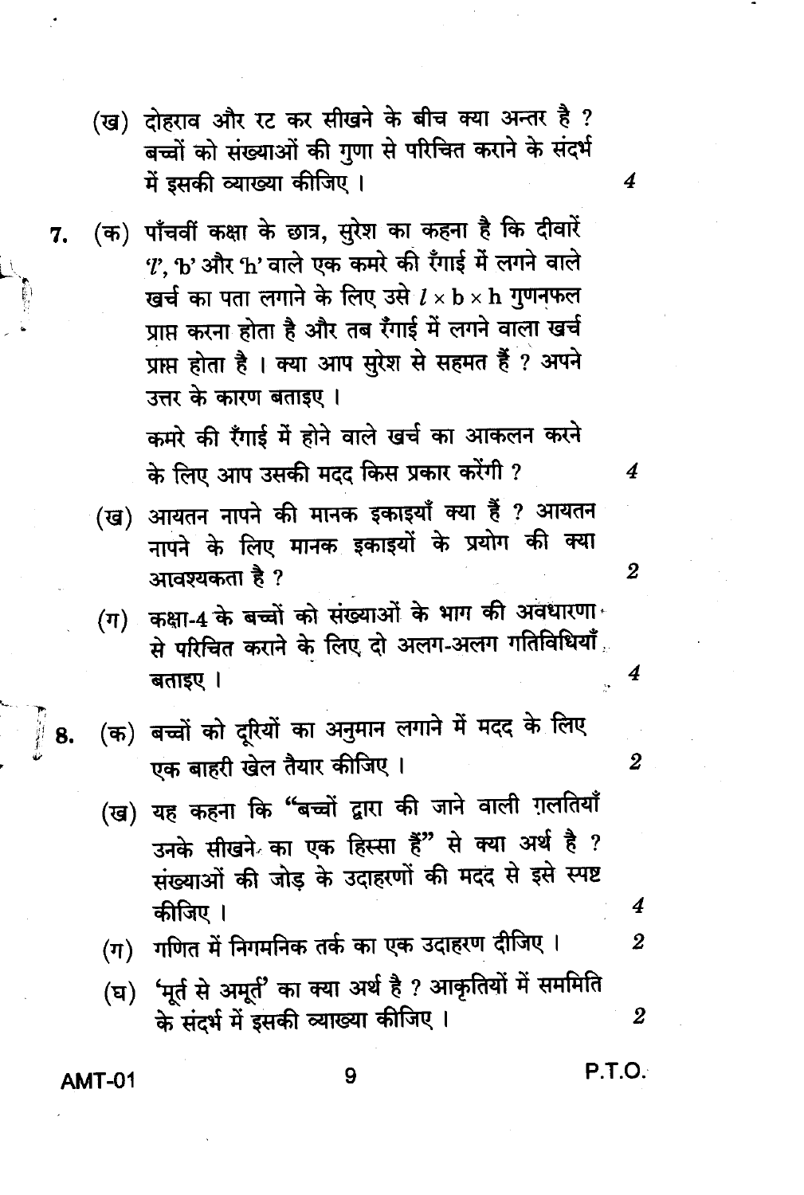(ख) दोहराव और रट कर सीखने के बीच क्या अन्तर है ? बच्चों को संख्याओं की गुणा से परिचित कराने के संदर्भ में इसकी व्याख्या कीजिए । 4

7\. (क) पाँचवीं कक्षा के छात्र, सुरेश का कहना है कि दीवारें '$l$', 'b' और 'h' वाले एक कमरे की रँगाई में लगने वाले खर्च का पता लगाने के लिए उसे $l \times b \times h$ गुणनफल प्राप्त करना होता है और तब रँगाई में लगने वाला खर्च प्राप्त होता है । क्या आप सुरेश से सहमत हैं ? अपने उत्तर के कारण बताइए ।

कमरे की रँगाई में होने वाले खर्च का आकलन करने के लिए आप उसकी मदद किस प्रकार करेंगी ? 4

(ख) आयतन नापने की मानक इकाइयाँ क्या हैं ? आयतन नापने के लिए मानक इकाइयों के प्रयोग की क्या आवश्यकता है ? 2

(ग) कक्षा-4 के बच्चों को संख्याओं के भाग की अवधारणा से परिचित कराने के लिए दो अलग-अलग गतिविधियाँ बताइए । 4

8\. (क) बच्चों को दूरियों का अनुमान लगाने में मदद के लिए एक बाहरी खेल तैयार कीजिए । 2

(ख) यह कहना कि "बच्चों द्वारा की जाने वाली ग़लतियाँ उनके सीखने का एक हिस्सा हैं" से क्या अर्थ है ? संख्याओं की जोड़ के उदाहरणों की मदद से इसे स्पष्ट कीजिए । 4

(ग) गणित में निगमनिक तर्क का एक उदाहरण दीजिए । 2

(घ) 'मूर्त से अमूर्त' का क्या अर्थ है ? आकृतियों में सममिति के संदर्भ में इसकी व्याख्या कीजिए । 2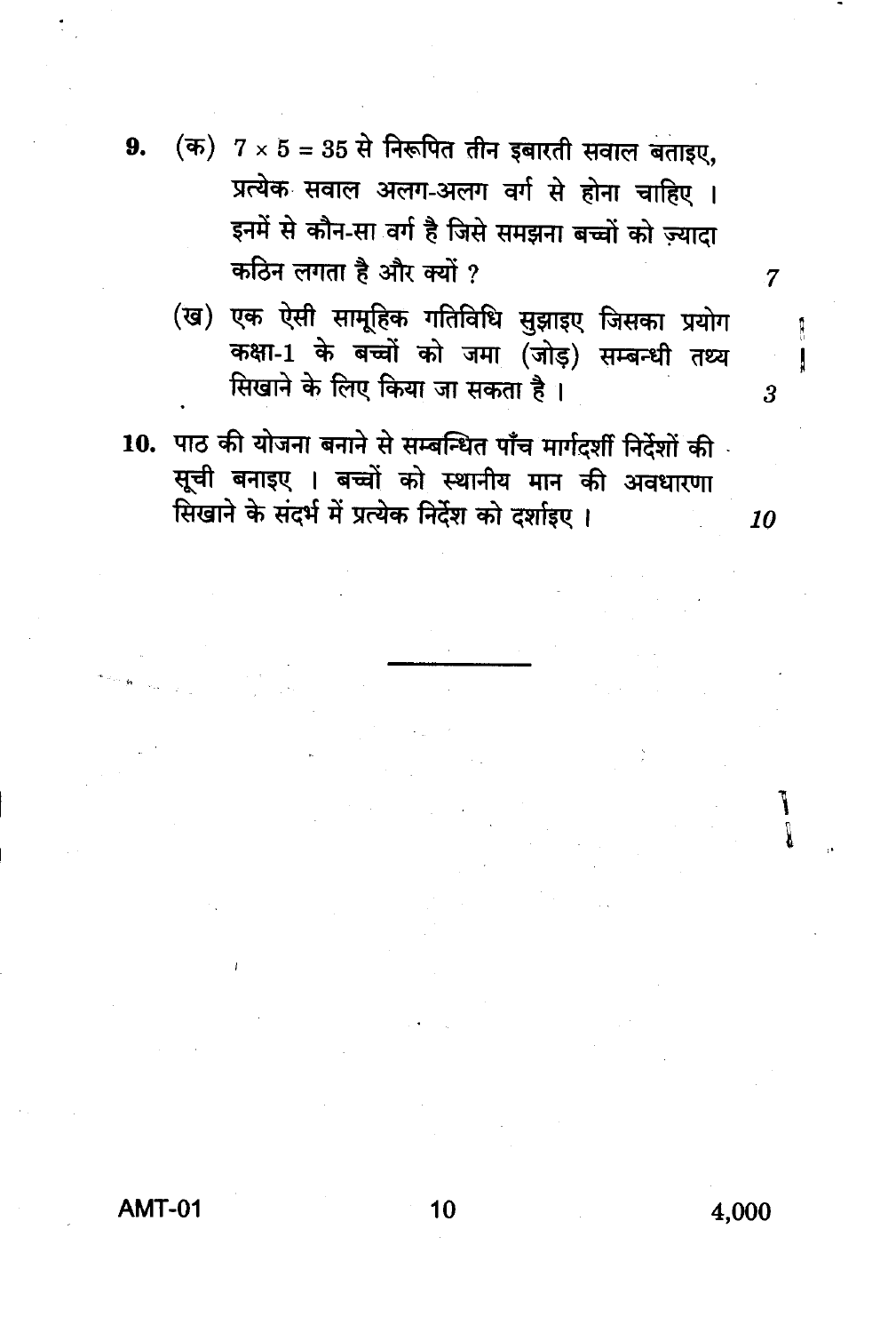9. (क) $7 \times 5 = 35$ से निरूपित तीन इबारती सवाल बताइए, प्रत्येक सवाल अलग-अलग वर्ग से होना चाहिए । इनमें से कौन-सा वर्ग है जिसे समझना बच्चों को ज़्यादा कठिन लगता है और क्यों ? 7

   (ख) एक ऐसी सामूहिक गतिविधि सुझाइए जिसका प्रयोग कक्षा-1 के बच्चों को जमा (जोड़) सम्बन्धी तथ्य सिखाने के लिए किया जा सकता है । 3

10. पाठ की योजना बनाने से सम्बन्धित पाँच मार्गदर्शी निर्देशों की सूची बनाइए । बच्चों को स्थानीय मान की अवधारणा सिखाने के संदर्भ में प्रत्येक निर्देश को दर्शाइए । 10